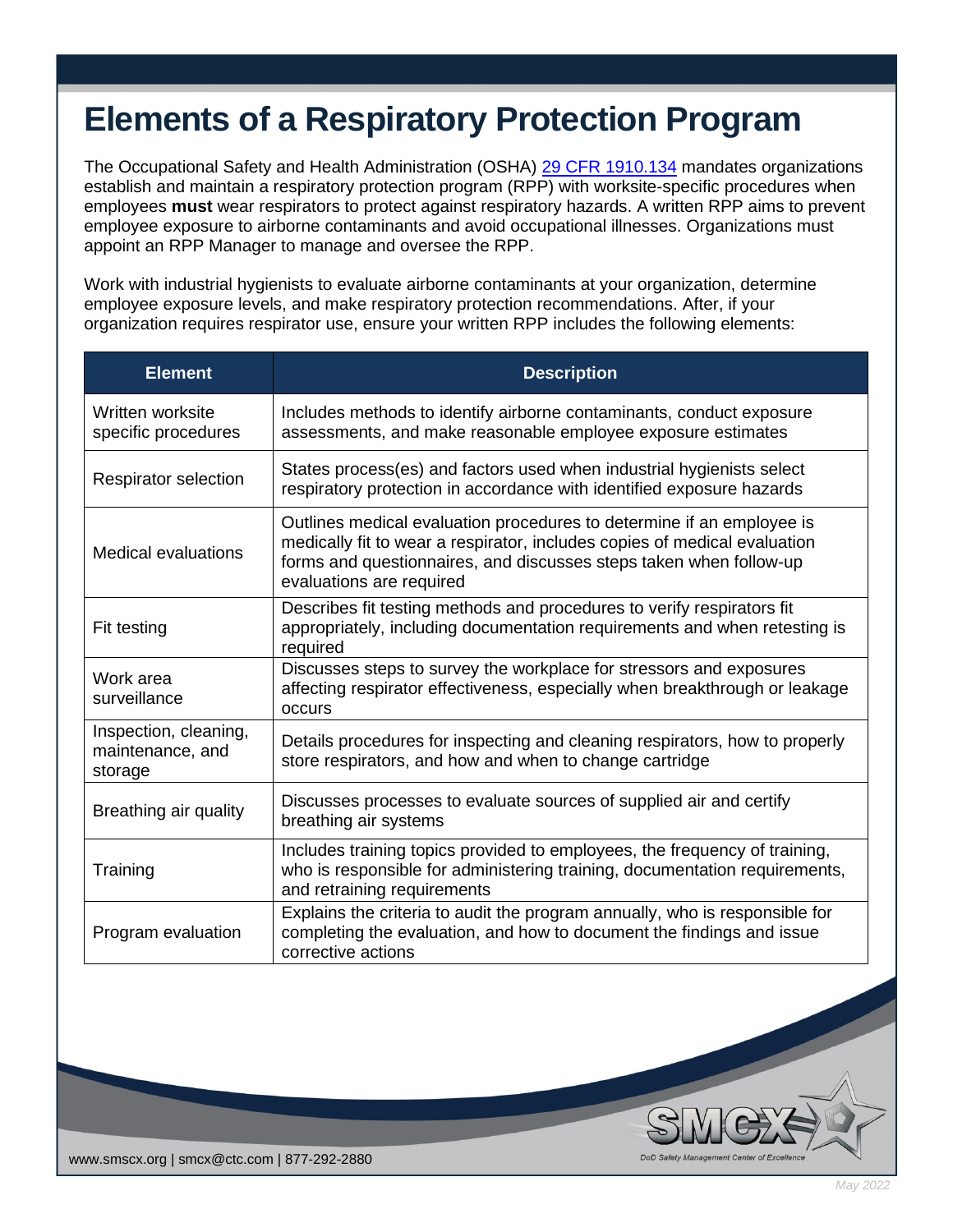# Elements of a Respiratory Protection Program

The Occupational Safety and Health Administration (OSHA) [29 CFR 1910.134](29 CFR 1910.134) mandates organizations establish and maintain a respiratory protection program (RPP) with worksite-specific procedures when employees **must** wear respirators to protect against respiratory hazards. A written RPP aims to prevent employee exposure to airborne contaminants and avoid occupational illnesses. Organizations must appoint an RPP Manager to manage and oversee the RPP.

Work with industrial hygienists to evaluate airborne contaminants at your organization, determine employee exposure levels, and make respiratory protection recommendations. After, if your organization requires respirator use, ensure your written RPP includes the following elements:

| Element | Description |
|---|---|
| Written worksite specific procedures | Includes methods to identify airborne contaminants, conduct exposure assessments, and make reasonable employee exposure estimates |
| Respirator selection | States process(es) and factors used when industrial hygienists select respiratory protection in accordance with identified exposure hazards |
| Medical evaluations | Outlines medical evaluation procedures to determine if an employee is medically fit to wear a respirator, includes copies of medical evaluation forms and questionnaires, and discusses steps taken when follow-up evaluations are required |
| Fit testing | Describes fit testing methods and procedures to verify respirators fit appropriately, including documentation requirements and when retesting is required |
| Work area surveillance | Discusses steps to survey the workplace for stressors and exposures affecting respirator effectiveness, especially when breakthrough or leakage occurs |
| Inspection, cleaning, maintenance, and storage | Details procedures for inspecting and cleaning respirators, how to properly store respirators, and how and when to change cartridge |
| Breathing air quality | Discusses processes to evaluate sources of supplied air and certify breathing air systems |
| Training | Includes training topics provided to employees, the frequency of training, who is responsible for administering training, documentation requirements, and retraining requirements |
| Program evaluation | Explains the criteria to audit the program annually, who is responsible for completing the evaluation, and how to document the findings and issue corrective actions |

www.smcx.org | smcx@ctc.com | 877-292-2880

SMCX — DoD Safety Management Center of Excellence

May 2022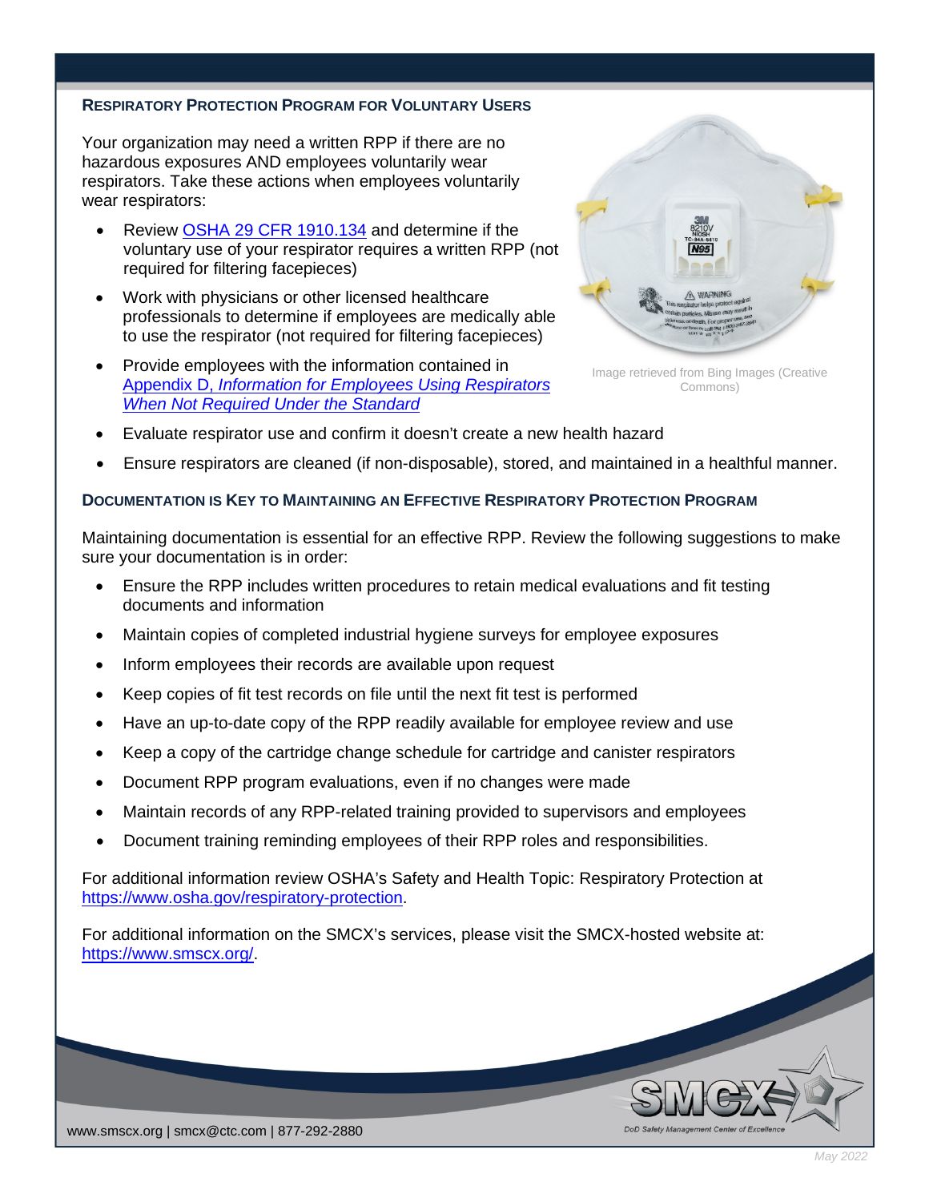## Respiratory Protection Program for Voluntary Users

Your organization may need a written RPP if there are no hazardous exposures AND employees voluntarily wear respirators. Take these actions when employees voluntarily wear respirators:

- Review [OSHA 29 CFR 1910.134](#) and determine if the voluntary use of your respirator requires a written RPP (not required for filtering facepieces)
- Work with physicians or other licensed healthcare professionals to determine if employees are medically able to use the respirator (not required for filtering facepieces)
- Provide employees with the information contained in Appendix D, *Information for Employees Using Respirators When Not Required Under the Standard*
- Evaluate respirator use and confirm it doesn't create a new health hazard
- Ensure respirators are cleaned (if non-disposable), stored, and maintained in a healthful manner.

Image retrieved from Bing Images (Creative Commons)

## Documentation is Key to Maintaining an Effective Respiratory Protection Program

Maintaining documentation is essential for an effective RPP. Review the following suggestions to make sure your documentation is in order:

- Ensure the RPP includes written procedures to retain medical evaluations and fit testing documents and information
- Maintain copies of completed industrial hygiene surveys for employee exposures
- Inform employees their records are available upon request
- Keep copies of fit test records on file until the next fit test is performed
- Have an up-to-date copy of the RPP readily available for employee review and use
- Keep a copy of the cartridge change schedule for cartridge and canister respirators
- Document RPP program evaluations, even if no changes were made
- Maintain records of any RPP-related training provided to supervisors and employees
- Document training reminding employees of their RPP roles and responsibilities.

For additional information review OSHA's Safety and Health Topic: Respiratory Protection at https://www.osha.gov/respiratory-protection.

For additional information on the SMCX's services, please visit the SMCX-hosted website at: https://www.smscx.org/.

www.smcx.org | smcx@ctc.com | 877-292-2880

SMCX DoD Safety Management Center of Excellence

May 2022